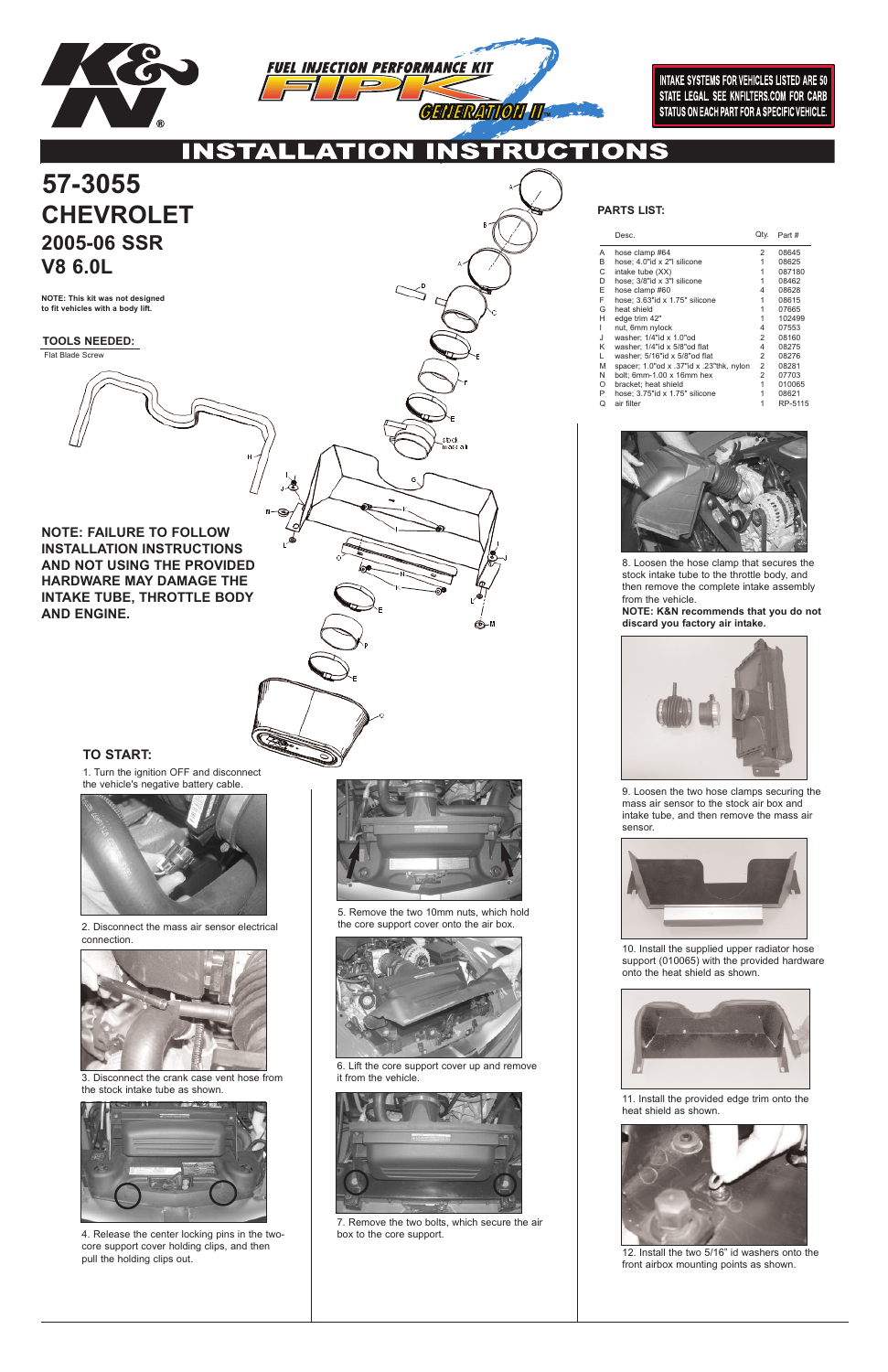INTAKE SYSTEMS FOR VEHICLES LISTED ARE 50 STATE LEGAL. SEE KNFILTERS.COM FOR CARB STATUS ON EACH PART FOR A SPECIFIC VEHICLE.

# INSTALLATION INSTRUCTIONS

# 57-3055
# CHEVROLET
## 2005-06 SSR
## V8 6.0L

**NOTE: This kit was not designed to fit vehicles with a body lift.**

### TOOLS NEEDED:
Flat Blade Screw

**NOTE: FAILURE TO FOLLOW INSTALLATION INSTRUCTIONS AND NOT USING THE PROVIDED HARDWARE MAY DAMAGE THE INTAKE TUBE, THROTTLE BODY AND ENGINE.**

### PARTS LIST:

| | Desc. | Qty. | Part # |
|---|---|---|---|
| A | hose clamp #64 | 2 | 08645 |
| B | hose; 4.0"id x 2"l silicone | 1 | 08625 |
| C | intake tube (XX) | 1 | 087180 |
| D | hose; 3/8"id x 3"l silicone | 1 | 08462 |
| E | hose clamp #60 | 4 | 08628 |
| F | hose; 3.63"id x 1.75" silicone | 1 | 08615 |
| G | heat shield | 1 | 07665 |
| H | edge trim 42" | 1 | 102499 |
| I | nut, 6mm nylock | 4 | 07553 |
| J | washer; 1/4"id x 1.0"od | 2 | 08160 |
| K | washer; 1/4"id x 5/8"od flat | 4 | 08275 |
| L | washer; 5/16"id x 5/8"od flat | 2 | 08276 |
| M | spacer; 1.0"od x .37"id x .23"thk, nylon | 2 | 08281 |
| N | bolt; 6mm-1.00 x 16mm hex | 2 | 07703 |
| O | bracket; heat shield | 1 | 010065 |
| P | hose; 3.75"id x 1.75" silicone | 1 | 08621 |
| Q | air filter | 1 | RP-5115 |

### TO START:

1. Turn the ignition OFF and disconnect the vehicle's negative battery cable.

2. Disconnect the mass air sensor electrical connection.

3. Disconnect the crank case vent hose from the stock intake tube as shown.

4. Release the center locking pins in the two-core support cover holding clips, and then pull the holding clips out.

5. Remove the two 10mm nuts, which hold the core support cover onto the air box.

6. Lift the core support cover up and remove it from the vehicle.

7. Remove the two bolts, which secure the air box to the core support.

8. Loosen the hose clamp that secures the stock intake tube to the throttle body, and then remove the complete intake assembly from the vehicle.
**NOTE: K&N recommends that you do not discard you factory air intake.**

9. Loosen the two hose clamps securing the mass air sensor to the stock air box and intake tube, and then remove the mass air sensor.

10. Install the supplied upper radiator hose support (010065) with the provided hardware onto the heat shield as shown.

11. Install the provided edge trim onto the heat shield as shown.

12. Install the two 5/16" id washers onto the front airbox mounting points as shown.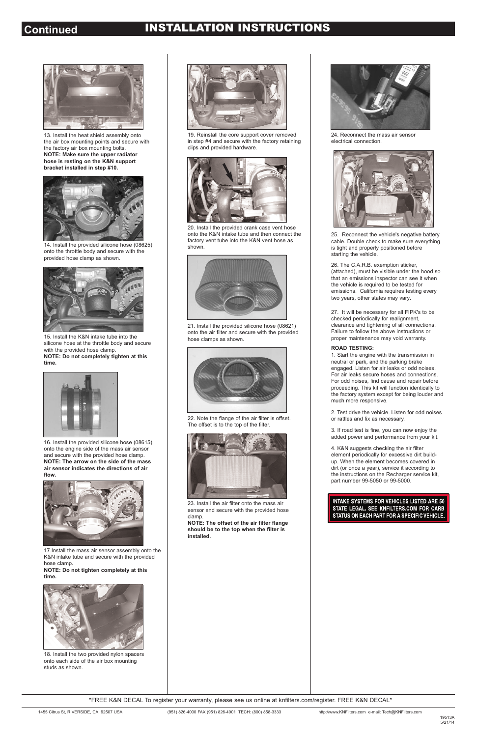# Continued — INSTALLATION INSTRUCTIONS

13. Install the heat shield assembly onto the air box mounting points and secure with the factory air box mounting bolts.
**NOTE: Make sure the upper radiator hose is resting on the K&N support bracket installed in step #10.**

14. Install the provided silicone hose (08625) onto the throttle body and secure with the provided hose clamp as shown.

15. Install the K&N intake tube into the silicone hose at the throttle body and secure with the provided hose clamp.
**NOTE: Do not completely tighten at this time.**

16. Install the provided silicone hose (08615) onto the engine side of the mass air sensor and secure with the provided hose clamp.
**NOTE: The arrow on the side of the mass air sensor indicates the directions of air flow.**

17.Install the mass air sensor assembly onto the K&N intake tube and secure with the provided hose clamp.
**NOTE: Do not tighten completely at this time.**

18. Install the two provided nylon spacers onto each side of the air box mounting studs as shown.

19. Reinstall the core support cover removed in step #4 and secure with the factory retaining clips and provided hardware.

20. Install the provided crank case vent hose onto the K&N intake tube and then connect the factory vent tube into the K&N vent hose as shown.

21. Install the provided silicone hose (08621) onto the air filter and secure with the provided hose clamps as shown.

22. Note the flange of the air filter is offset. The offset is to the top of the filter.

23. Install the air filter onto the mass air sensor and secure with the provided hose clamp.
**NOTE: The offset of the air filter flange should be to the top when the filter is installed.**

24. Reconnect the mass air sensor electrical connection.

25. Reconnect the vehicle's negative battery cable. Double check to make sure everything is tight and properly positioned before starting the vehicle.

26. The C.A.R.B. exemption sticker, (attached), must be visible under the hood so that an emissions inspector can see it when the vehicle is required to be tested for emissions. California requires testing every two years, other states may vary.

27. It will be necessary for all FIPK's to be checked periodically for realignment, clearance and tightening of all connections. Failure to follow the above instructions or proper maintenance may void warranty.

**ROAD TESTING:**

1. Start the engine with the transmission in neutral or park, and the parking brake engaged. Listen for air leaks or odd noises. For air leaks secure hoses and connections. For odd noises, find cause and repair before proceeding. This kit will function identically to the factory system except for being louder and much more responsive.

2. Test drive the vehicle. Listen for odd noises or rattles and fix as necessary.

3. If road test is fine, you can now enjoy the added power and performance from your kit.

4. K&N suggests checking the air filter element periodically for excessive dirt build-up. When the element becomes covered in dirt (or once a year), service it according to the instructions on the Recharger service kit, part number 99-5050 or 99-5000.

**INTAKE SYSTEMS FOR VEHICLES LISTED ARE 50 STATE LEGAL. SEE KNFILTERS.COM FOR CARB STATUS ON EACH PART FOR A SPECIFIC VEHICLE.**

*FREE K&N DECAL To register your warranty, please see us online at knfilters.com/register. FREE K&N DECAL*

1455 Citrus St, RIVERSIDE, CA, 92507 USA (951) 826-4000 FAX (951) 826-4001 TECH: (800) 858-3333 http://www.KNFilters.com e-mail: Tech@KNFilters.com

19513A
5/21/14